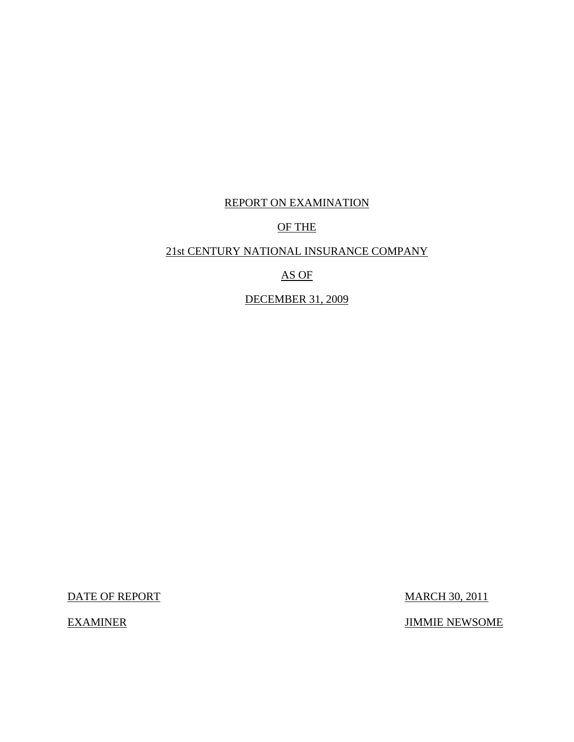# REPORT ON EXAMINATION

# OF THE

# 21st CENTURY NATIONAL INSURANCE COMPANY

# AS OF

# DECEMBER 31, 2009

| DATE OF REPORT | MARCH 30, 2011 |
| --- | --- |
| EXAMINER | JIMMIE NEWSOME |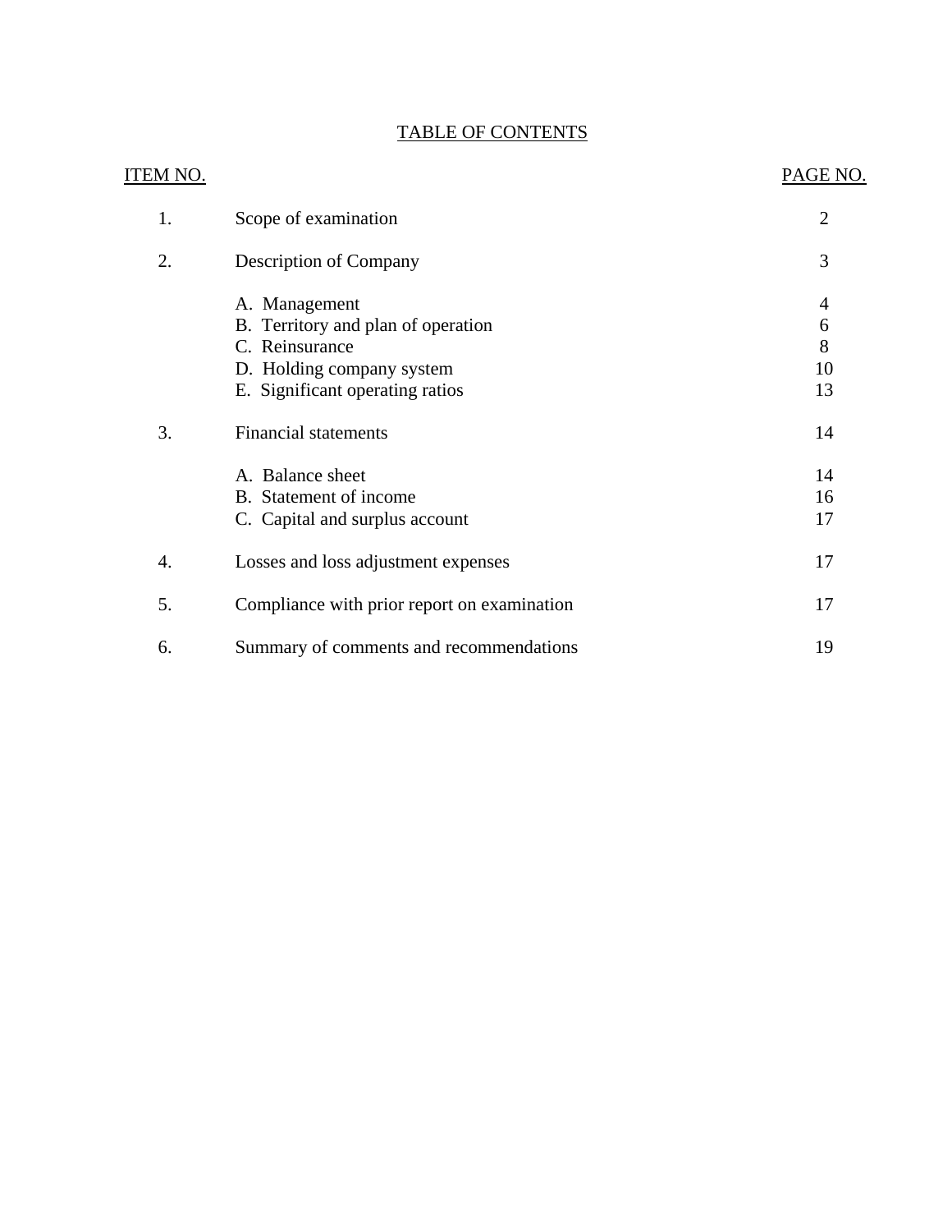# TABLE OF CONTENTS

| ITEM NO. | | PAGE NO. |
|---|---|---|
| 1. | Scope of examination | 2 |
| 2. | Description of Company | 3 |
| | A. Management | 4 |
| | B. Territory and plan of operation | 6 |
| | C. Reinsurance | 8 |
| | D. Holding company system | 10 |
| | E. Significant operating ratios | 13 |
| 3. | Financial statements | 14 |
| | A. Balance sheet | 14 |
| | B. Statement of income | 16 |
| | C. Capital and surplus account | 17 |
| 4. | Losses and loss adjustment expenses | 17 |
| 5. | Compliance with prior report on examination | 17 |
| 6. | Summary of comments and recommendations | 19 |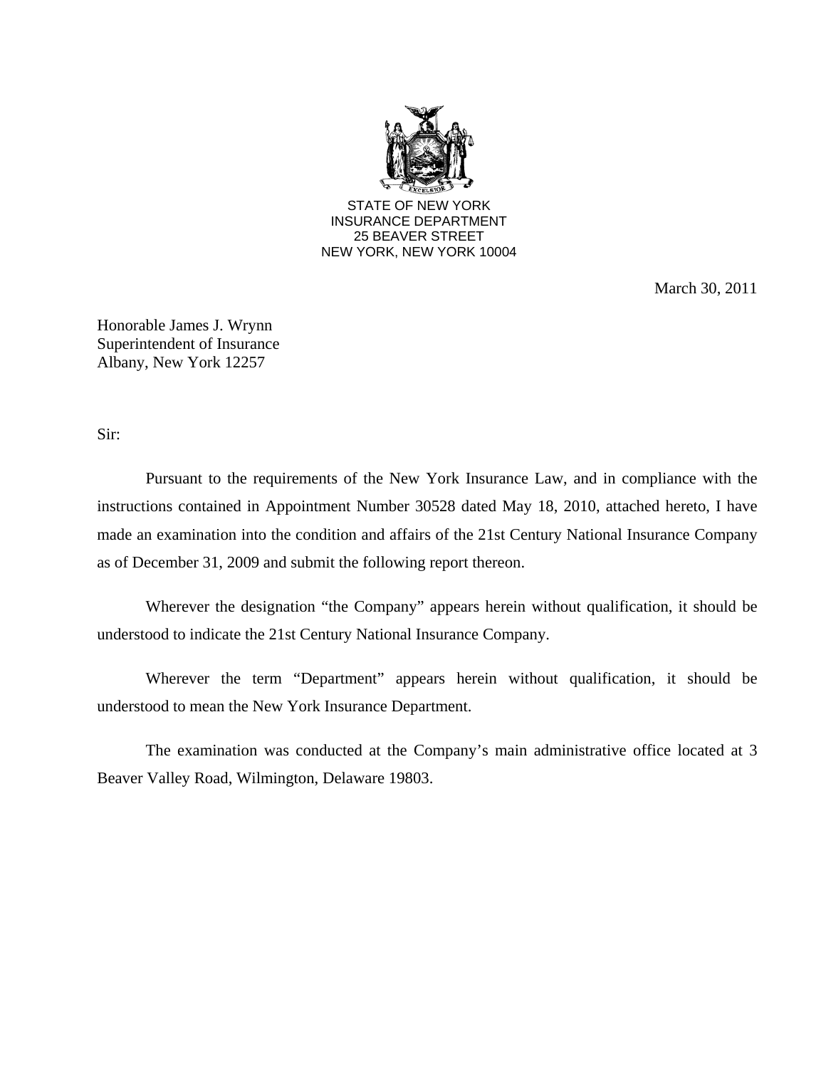STATE OF NEW YORK
INSURANCE DEPARTMENT
25 BEAVER STREET
NEW YORK, NEW YORK 10004

March 30, 2011

Honorable James J. Wrynn
Superintendent of Insurance
Albany, New York 12257

Sir:

Pursuant to the requirements of the New York Insurance Law, and in compliance with the instructions contained in Appointment Number 30528 dated May 18, 2010, attached hereto, I have made an examination into the condition and affairs of the 21st Century National Insurance Company as of December 31, 2009 and submit the following report thereon.

Wherever the designation "the Company" appears herein without qualification, it should be understood to indicate the 21st Century National Insurance Company.

Wherever the term "Department" appears herein without qualification, it should be understood to mean the New York Insurance Department.

The examination was conducted at the Company's main administrative office located at 3 Beaver Valley Road, Wilmington, Delaware 19803.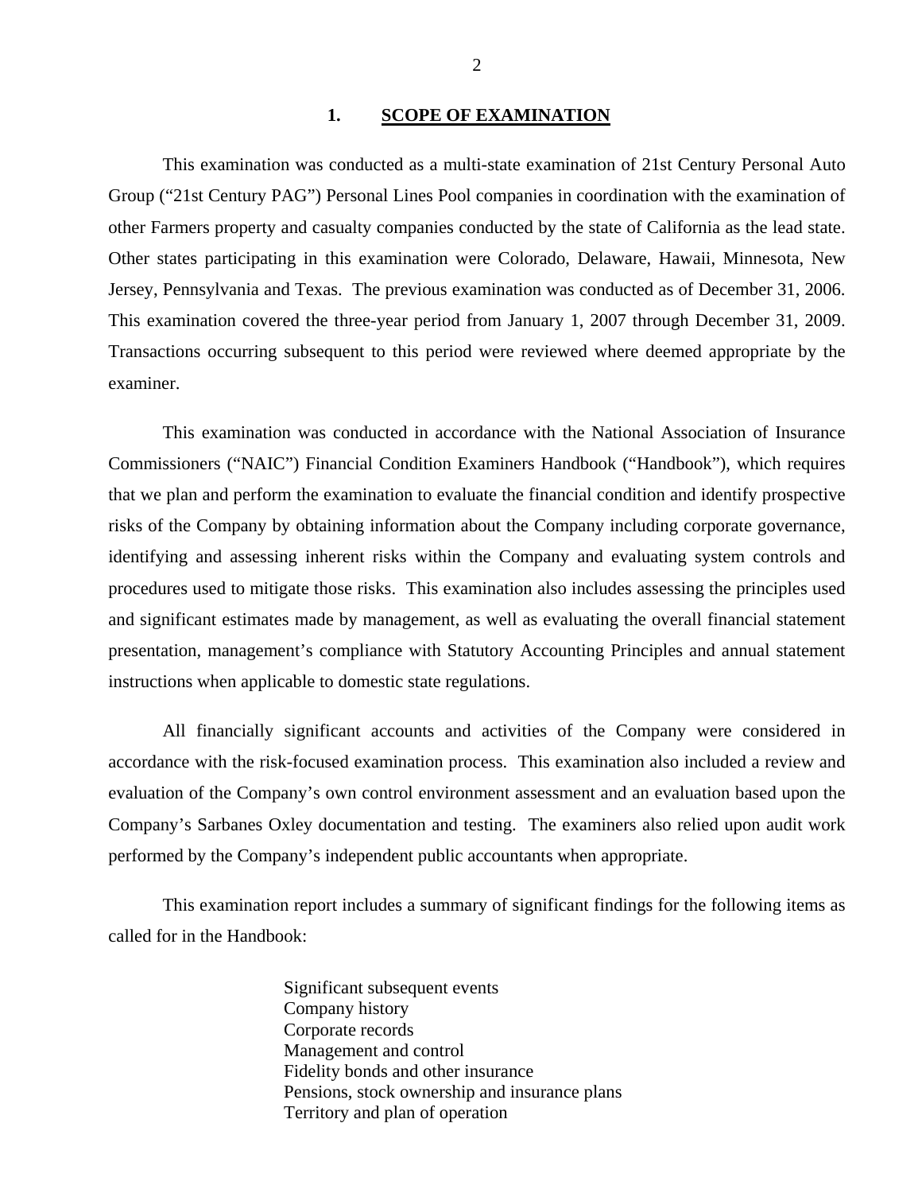## 1. SCOPE OF EXAMINATION

This examination was conducted as a multi-state examination of 21st Century Personal Auto Group ("21st Century PAG") Personal Lines Pool companies in coordination with the examination of other Farmers property and casualty companies conducted by the state of California as the lead state. Other states participating in this examination were Colorado, Delaware, Hawaii, Minnesota, New Jersey, Pennsylvania and Texas. The previous examination was conducted as of December 31, 2006. This examination covered the three-year period from January 1, 2007 through December 31, 2009. Transactions occurring subsequent to this period were reviewed where deemed appropriate by the examiner.

This examination was conducted in accordance with the National Association of Insurance Commissioners ("NAIC") Financial Condition Examiners Handbook ("Handbook"), which requires that we plan and perform the examination to evaluate the financial condition and identify prospective risks of the Company by obtaining information about the Company including corporate governance, identifying and assessing inherent risks within the Company and evaluating system controls and procedures used to mitigate those risks. This examination also includes assessing the principles used and significant estimates made by management, as well as evaluating the overall financial statement presentation, management's compliance with Statutory Accounting Principles and annual statement instructions when applicable to domestic state regulations.

All financially significant accounts and activities of the Company were considered in accordance with the risk-focused examination process. This examination also included a review and evaluation of the Company's own control environment assessment and an evaluation based upon the Company's Sarbanes Oxley documentation and testing. The examiners also relied upon audit work performed by the Company's independent public accountants when appropriate.

This examination report includes a summary of significant findings for the following items as called for in the Handbook:

Significant subsequent events  
Company history  
Corporate records  
Management and control  
Fidelity bonds and other insurance  
Pensions, stock ownership and insurance plans  
Territory and plan of operation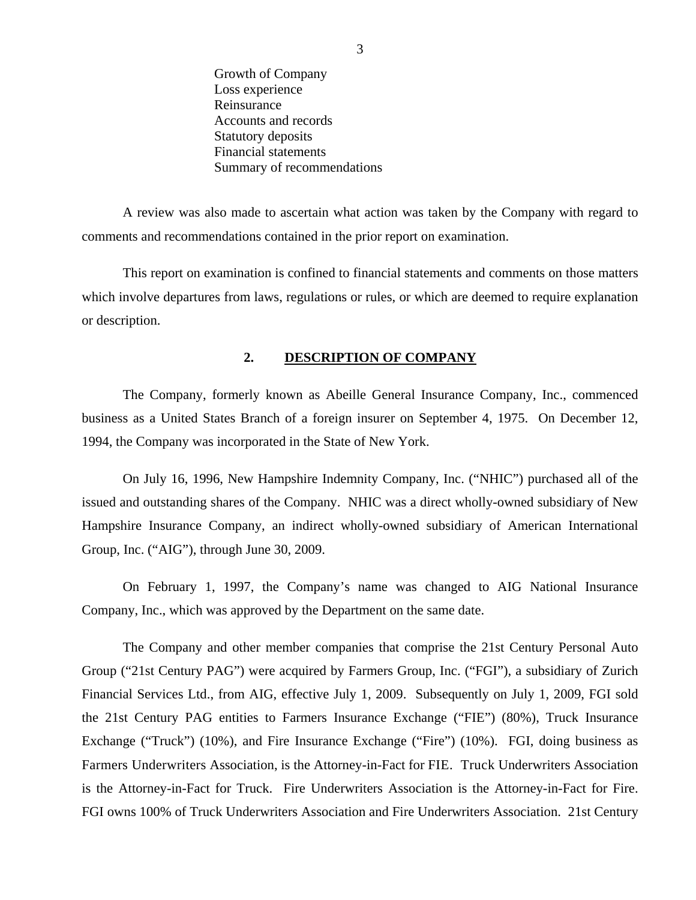Growth of Company
Loss experience
Reinsurance
Accounts and records
Statutory deposits
Financial statements
Summary of recommendations

A review was also made to ascertain what action was taken by the Company with regard to comments and recommendations contained in the prior report on examination.

This report on examination is confined to financial statements and comments on those matters which involve departures from laws, regulations or rules, or which are deemed to require explanation or description.

## 2. DESCRIPTION OF COMPANY

The Company, formerly known as Abeille General Insurance Company, Inc., commenced business as a United States Branch of a foreign insurer on September 4, 1975. On December 12, 1994, the Company was incorporated in the State of New York.

On July 16, 1996, New Hampshire Indemnity Company, Inc. ("NHIC") purchased all of the issued and outstanding shares of the Company. NHIC was a direct wholly-owned subsidiary of New Hampshire Insurance Company, an indirect wholly-owned subsidiary of American International Group, Inc. ("AIG"), through June 30, 2009.

On February 1, 1997, the Company's name was changed to AIG National Insurance Company, Inc., which was approved by the Department on the same date.

The Company and other member companies that comprise the 21st Century Personal Auto Group ("21st Century PAG") were acquired by Farmers Group, Inc. ("FGI"), a subsidiary of Zurich Financial Services Ltd., from AIG, effective July 1, 2009. Subsequently on July 1, 2009, FGI sold the 21st Century PAG entities to Farmers Insurance Exchange ("FIE") (80%), Truck Insurance Exchange ("Truck") (10%), and Fire Insurance Exchange ("Fire") (10%). FGI, doing business as Farmers Underwriters Association, is the Attorney-in-Fact for FIE. Truck Underwriters Association is the Attorney-in-Fact for Truck. Fire Underwriters Association is the Attorney-in-Fact for Fire. FGI owns 100% of Truck Underwriters Association and Fire Underwriters Association. 21st Century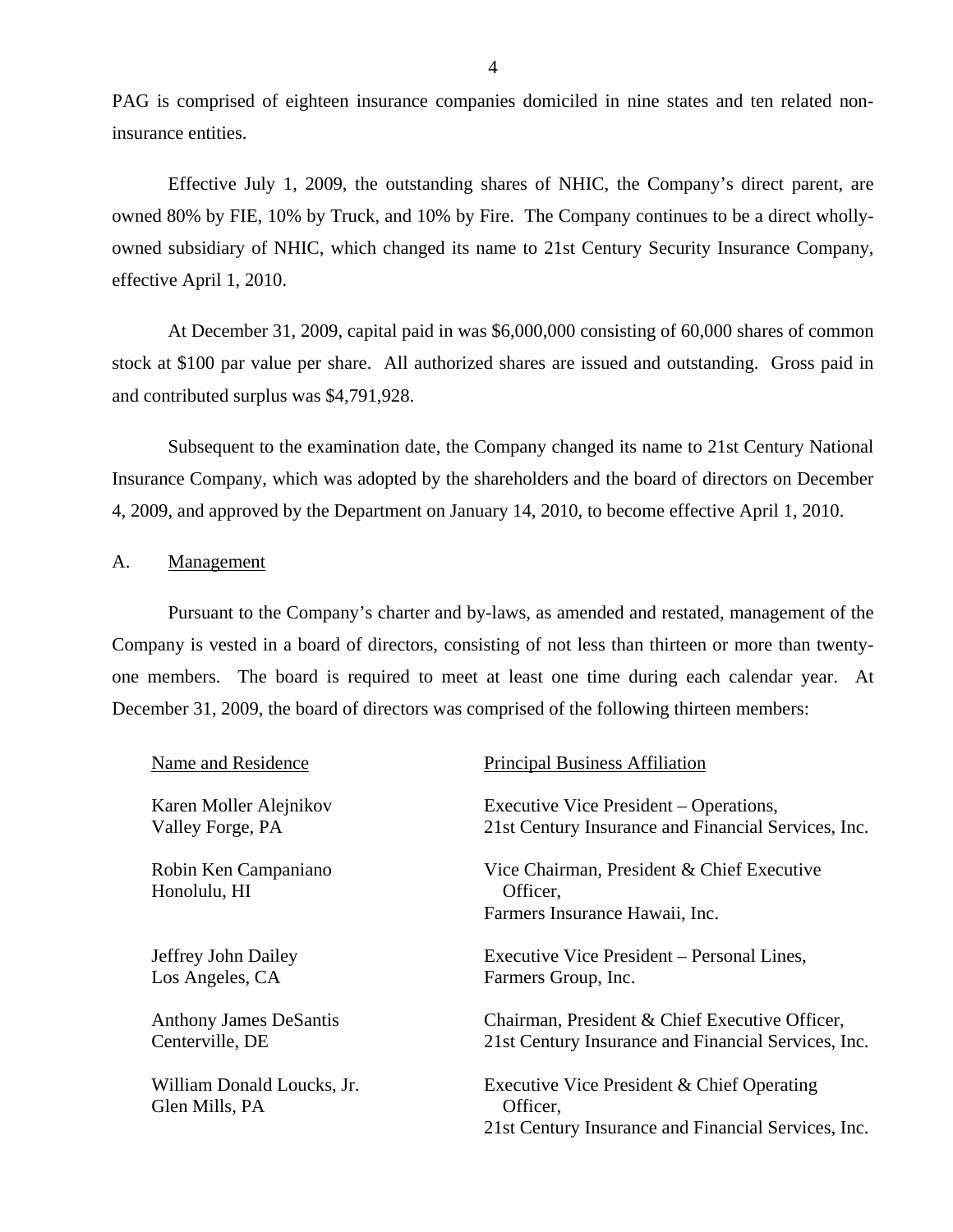PAG is comprised of eighteen insurance companies domiciled in nine states and ten related non-insurance entities.

Effective July 1, 2009, the outstanding shares of NHIC, the Company's direct parent, are owned 80% by FIE, 10% by Truck, and 10% by Fire. The Company continues to be a direct wholly-owned subsidiary of NHIC, which changed its name to 21st Century Security Insurance Company, effective April 1, 2010.

At December 31, 2009, capital paid in was $6,000,000 consisting of 60,000 shares of common stock at $100 par value per share. All authorized shares are issued and outstanding. Gross paid in and contributed surplus was $4,791,928.

Subsequent to the examination date, the Company changed its name to 21st Century National Insurance Company, which was adopted by the shareholders and the board of directors on December 4, 2009, and approved by the Department on January 14, 2010, to become effective April 1, 2010.

## A. Management

Pursuant to the Company's charter and by-laws, as amended and restated, management of the Company is vested in a board of directors, consisting of not less than thirteen or more than twenty-one members. The board is required to meet at least one time during each calendar year. At December 31, 2009, the board of directors was comprised of the following thirteen members:

| Name and Residence | Principal Business Affiliation |
|---|---|
| Karen Moller Alejnikov<br>Valley Forge, PA | Executive Vice President – Operations,<br>21st Century Insurance and Financial Services, Inc. |
| Robin Ken Campaniano<br>Honolulu, HI | Vice Chairman, President & Chief Executive Officer,<br>Farmers Insurance Hawaii, Inc. |
| Jeffrey John Dailey<br>Los Angeles, CA | Executive Vice President – Personal Lines,<br>Farmers Group, Inc. |
| Anthony James DeSantis<br>Centerville, DE | Chairman, President & Chief Executive Officer,<br>21st Century Insurance and Financial Services, Inc. |
| William Donald Loucks, Jr.<br>Glen Mills, PA | Executive Vice President & Chief Operating Officer,<br>21st Century Insurance and Financial Services, Inc. |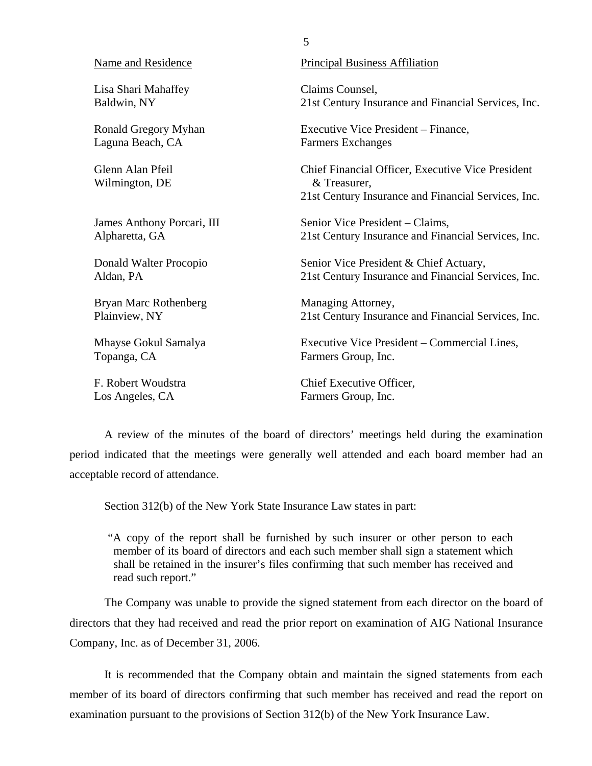| Name and Residence | Principal Business Affiliation |
|---|---|
| Lisa Shari Mahaffey<br>Baldwin, NY | Claims Counsel,<br>21st Century Insurance and Financial Services, Inc. |
| Ronald Gregory Myhan<br>Laguna Beach, CA | Executive Vice President – Finance,<br>Farmers Exchanges |
| Glenn Alan Pfeil<br>Wilmington, DE | Chief Financial Officer, Executive Vice President & Treasurer,<br>21st Century Insurance and Financial Services, Inc. |
| James Anthony Porcari, III<br>Alpharetta, GA | Senior Vice President – Claims,<br>21st Century Insurance and Financial Services, Inc. |
| Donald Walter Procopio<br>Aldan, PA | Senior Vice President & Chief Actuary,<br>21st Century Insurance and Financial Services, Inc. |
| Bryan Marc Rothenberg<br>Plainview, NY | Managing Attorney,<br>21st Century Insurance and Financial Services, Inc. |
| Mhayse Gokul Samalya<br>Topanga, CA | Executive Vice President – Commercial Lines,<br>Farmers Group, Inc. |
| F. Robert Woudstra<br>Los Angeles, CA | Chief Executive Officer,<br>Farmers Group, Inc. |

A review of the minutes of the board of directors' meetings held during the examination period indicated that the meetings were generally well attended and each board member had an acceptable record of attendance.

Section 312(b) of the New York State Insurance Law states in part:

> "A copy of the report shall be furnished by such insurer or other person to each member of its board of directors and each such member shall sign a statement which shall be retained in the insurer's files confirming that such member has received and read such report."

The Company was unable to provide the signed statement from each director on the board of directors that they had received and read the prior report on examination of AIG National Insurance Company, Inc. as of December 31, 2006.

It is recommended that the Company obtain and maintain the signed statements from each member of its board of directors confirming that such member has received and read the report on examination pursuant to the provisions of Section 312(b) of the New York Insurance Law.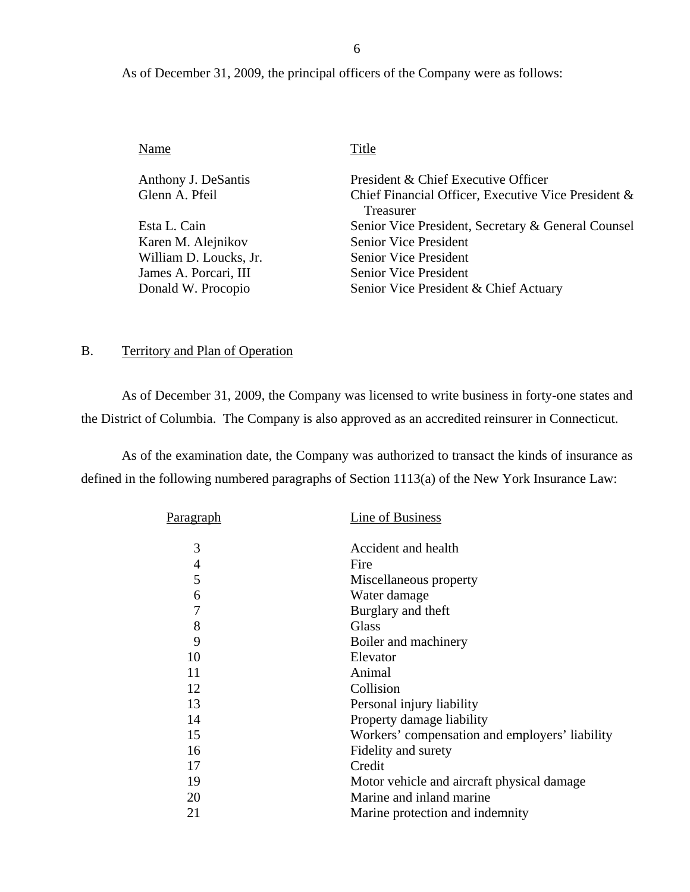As of December 31, 2009, the principal officers of the Company were as follows:

| Name | Title |
|---|---|
| Anthony J. DeSantis | President & Chief Executive Officer |
| Glenn A. Pfeil | Chief Financial Officer, Executive Vice President & Treasurer |
| Esta L. Cain | Senior Vice President, Secretary & General Counsel |
| Karen M. Alejnikov | Senior Vice President |
| William D. Loucks, Jr. | Senior Vice President |
| James A. Porcari, III | Senior Vice President |
| Donald W. Procopio | Senior Vice President & Chief Actuary |

## B. Territory and Plan of Operation

As of December 31, 2009, the Company was licensed to write business in forty-one states and the District of Columbia. The Company is also approved as an accredited reinsurer in Connecticut.

As of the examination date, the Company was authorized to transact the kinds of insurance as defined in the following numbered paragraphs of Section 1113(a) of the New York Insurance Law:

| Paragraph | Line of Business |
|---|---|
| 3 | Accident and health |
| 4 | Fire |
| 5 | Miscellaneous property |
| 6 | Water damage |
| 7 | Burglary and theft |
| 8 | Glass |
| 9 | Boiler and machinery |
| 10 | Elevator |
| 11 | Animal |
| 12 | Collision |
| 13 | Personal injury liability |
| 14 | Property damage liability |
| 15 | Workers' compensation and employers' liability |
| 16 | Fidelity and surety |
| 17 | Credit |
| 19 | Motor vehicle and aircraft physical damage |
| 20 | Marine and inland marine |
| 21 | Marine protection and indemnity |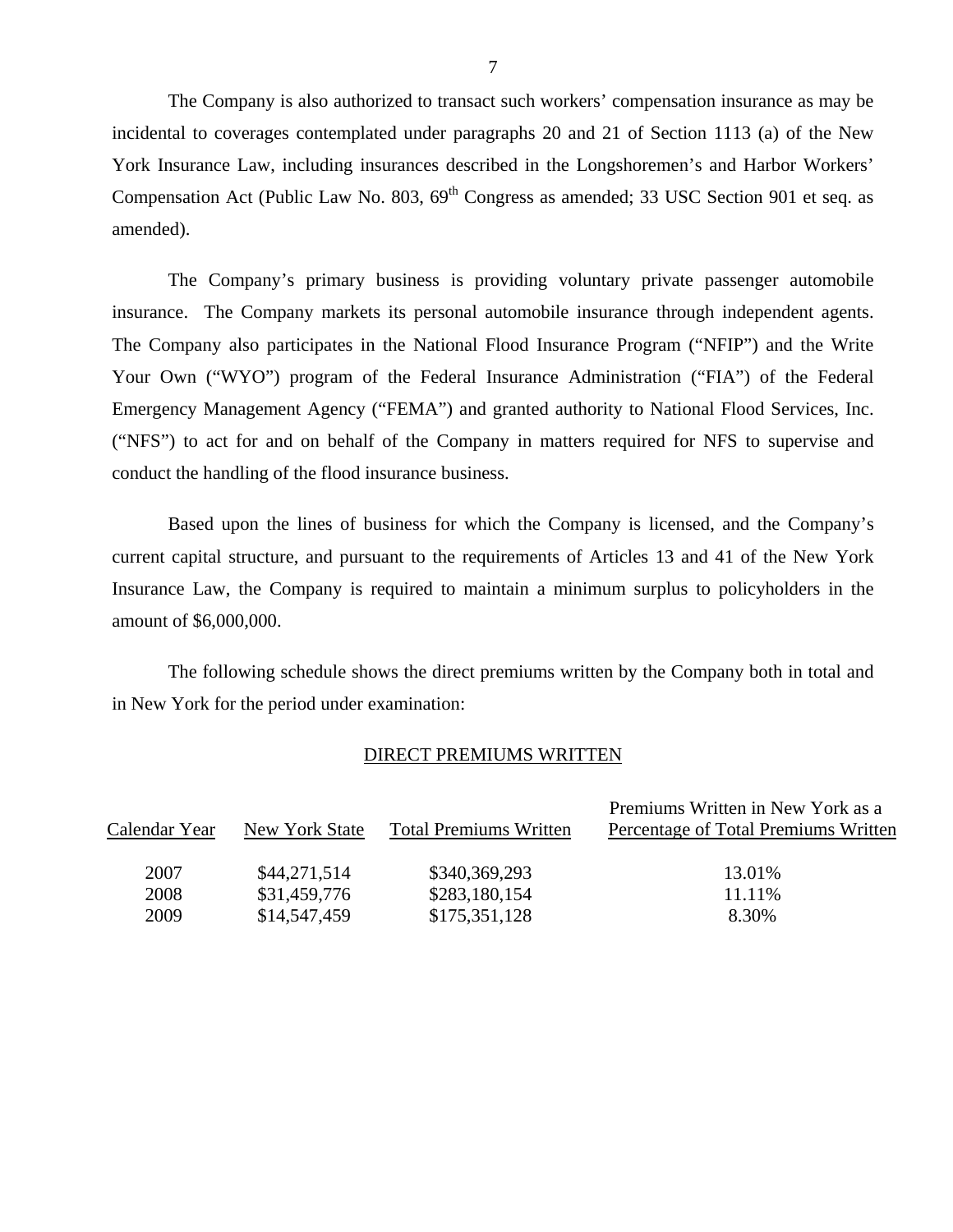The Company is also authorized to transact such workers' compensation insurance as may be incidental to coverages contemplated under paragraphs 20 and 21 of Section 1113 (a) of the New York Insurance Law, including insurances described in the Longshoremen's and Harbor Workers' Compensation Act (Public Law No. 803, 69th Congress as amended; 33 USC Section 901 et seq. as amended).

The Company's primary business is providing voluntary private passenger automobile insurance. The Company markets its personal automobile insurance through independent agents. The Company also participates in the National Flood Insurance Program ("NFIP") and the Write Your Own ("WYO") program of the Federal Insurance Administration ("FIA") of the Federal Emergency Management Agency ("FEMA") and granted authority to National Flood Services, Inc. ("NFS") to act for and on behalf of the Company in matters required for NFS to supervise and conduct the handling of the flood insurance business.

Based upon the lines of business for which the Company is licensed, and the Company's current capital structure, and pursuant to the requirements of Articles 13 and 41 of the New York Insurance Law, the Company is required to maintain a minimum surplus to policyholders in the amount of $6,000,000.

The following schedule shows the direct premiums written by the Company both in total and in New York for the period under examination:

DIRECT PREMIUMS WRITTEN

| Calendar Year | New York State | Total Premiums Written | Premiums Written in New York as a Percentage of Total Premiums Written |
|---|---|---|---|
| 2007 | $44,271,514 | $340,369,293 | 13.01% |
| 2008 | $31,459,776 | $283,180,154 | 11.11% |
| 2009 | $14,547,459 | $175,351,128 | 8.30% |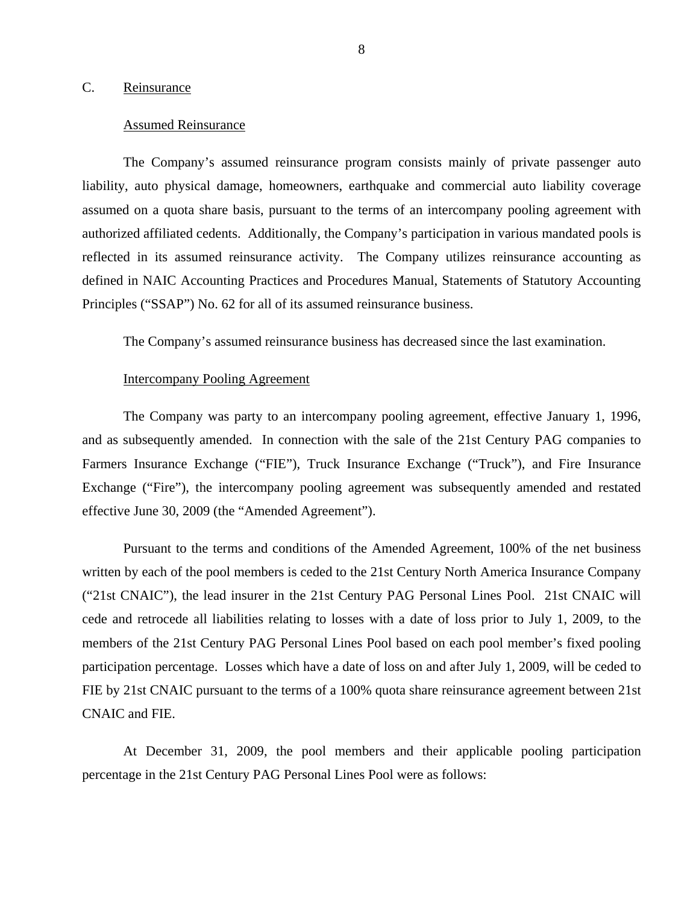## C. Reinsurance

### Assumed Reinsurance

The Company's assumed reinsurance program consists mainly of private passenger auto liability, auto physical damage, homeowners, earthquake and commercial auto liability coverage assumed on a quota share basis, pursuant to the terms of an intercompany pooling agreement with authorized affiliated cedents. Additionally, the Company's participation in various mandated pools is reflected in its assumed reinsurance activity. The Company utilizes reinsurance accounting as defined in NAIC Accounting Practices and Procedures Manual, Statements of Statutory Accounting Principles ("SSAP") No. 62 for all of its assumed reinsurance business.

The Company's assumed reinsurance business has decreased since the last examination.

### Intercompany Pooling Agreement

The Company was party to an intercompany pooling agreement, effective January 1, 1996, and as subsequently amended. In connection with the sale of the 21st Century PAG companies to Farmers Insurance Exchange ("FIE"), Truck Insurance Exchange ("Truck"), and Fire Insurance Exchange ("Fire"), the intercompany pooling agreement was subsequently amended and restated effective June 30, 2009 (the "Amended Agreement").

Pursuant to the terms and conditions of the Amended Agreement, 100% of the net business written by each of the pool members is ceded to the 21st Century North America Insurance Company ("21st CNAIC"), the lead insurer in the 21st Century PAG Personal Lines Pool. 21st CNAIC will cede and retrocede all liabilities relating to losses with a date of loss prior to July 1, 2009, to the members of the 21st Century PAG Personal Lines Pool based on each pool member's fixed pooling participation percentage. Losses which have a date of loss on and after July 1, 2009, will be ceded to FIE by 21st CNAIC pursuant to the terms of a 100% quota share reinsurance agreement between 21st CNAIC and FIE.

At December 31, 2009, the pool members and their applicable pooling participation percentage in the 21st Century PAG Personal Lines Pool were as follows: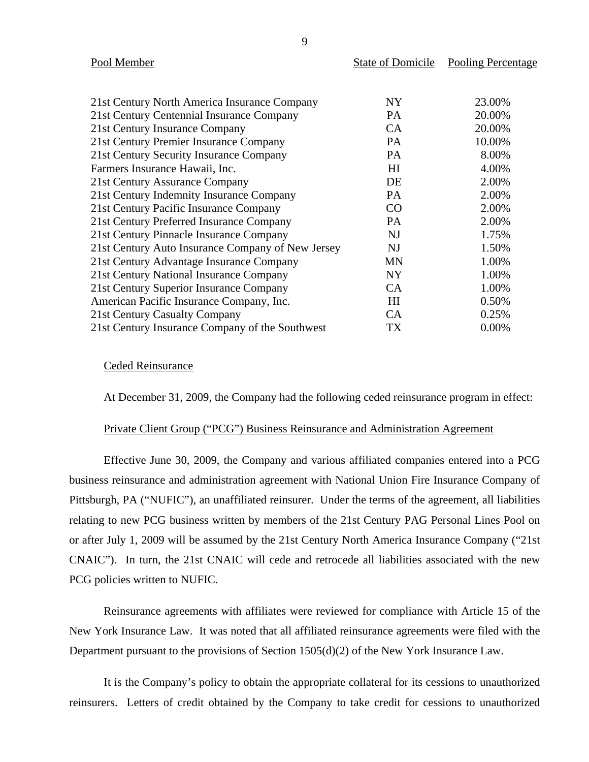| Pool Member | State of Domicile | Pooling Percentage |
|---|---|---|
| 21st Century North America Insurance Company | NY | 23.00% |
| 21st Century Centennial Insurance Company | PA | 20.00% |
| 21st Century Insurance Company | CA | 20.00% |
| 21st Century Premier Insurance Company | PA | 10.00% |
| 21st Century Security Insurance Company | PA | 8.00% |
| Farmers Insurance Hawaii, Inc. | HI | 4.00% |
| 21st Century Assurance Company | DE | 2.00% |
| 21st Century Indemnity Insurance Company | PA | 2.00% |
| 21st Century Pacific Insurance Company | CO | 2.00% |
| 21st Century Preferred Insurance Company | PA | 2.00% |
| 21st Century Pinnacle Insurance Company | NJ | 1.75% |
| 21st Century Auto Insurance Company of New Jersey | NJ | 1.50% |
| 21st Century Advantage Insurance Company | MN | 1.00% |
| 21st Century National Insurance Company | NY | 1.00% |
| 21st Century Superior Insurance Company | CA | 1.00% |
| American Pacific Insurance Company, Inc. | HI | 0.50% |
| 21st Century Casualty Company | CA | 0.25% |
| 21st Century Insurance Company of the Southwest | TX | 0.00% |

Ceded Reinsurance

At December 31, 2009, the Company had the following ceded reinsurance program in effect:

Private Client Group ("PCG") Business Reinsurance and Administration Agreement

Effective June 30, 2009, the Company and various affiliated companies entered into a PCG business reinsurance and administration agreement with National Union Fire Insurance Company of Pittsburgh, PA ("NUFIC"), an unaffiliated reinsurer. Under the terms of the agreement, all liabilities relating to new PCG business written by members of the 21st Century PAG Personal Lines Pool on or after July 1, 2009 will be assumed by the 21st Century North America Insurance Company ("21st CNAIC"). In turn, the 21st CNAIC will cede and retrocede all liabilities associated with the new PCG policies written to NUFIC.

Reinsurance agreements with affiliates were reviewed for compliance with Article 15 of the New York Insurance Law. It was noted that all affiliated reinsurance agreements were filed with the Department pursuant to the provisions of Section 1505(d)(2) of the New York Insurance Law.

It is the Company's policy to obtain the appropriate collateral for its cessions to unauthorized reinsurers. Letters of credit obtained by the Company to take credit for cessions to unauthorized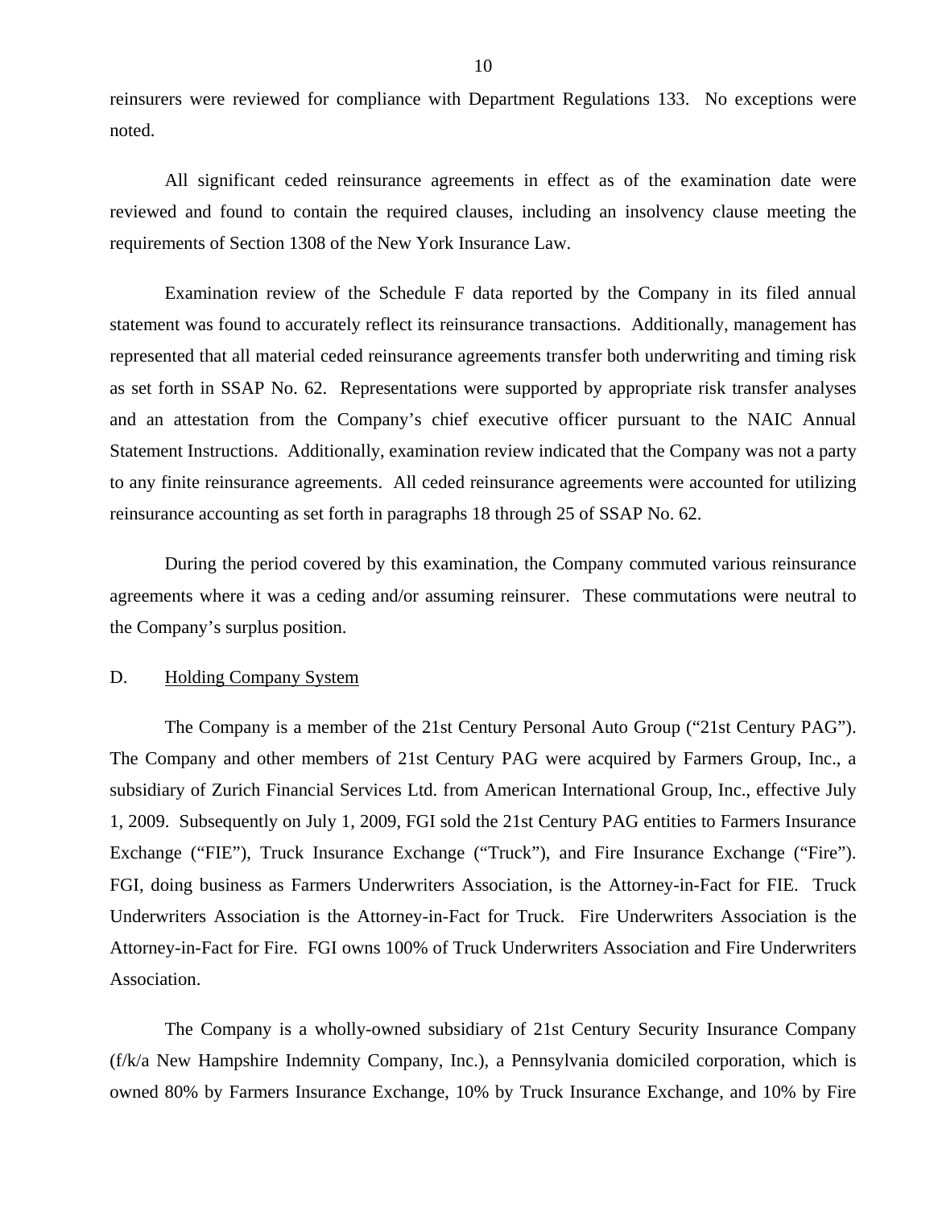reinsurers were reviewed for compliance with Department Regulations 133. No exceptions were noted.

All significant ceded reinsurance agreements in effect as of the examination date were reviewed and found to contain the required clauses, including an insolvency clause meeting the requirements of Section 1308 of the New York Insurance Law.

Examination review of the Schedule F data reported by the Company in its filed annual statement was found to accurately reflect its reinsurance transactions. Additionally, management has represented that all material ceded reinsurance agreements transfer both underwriting and timing risk as set forth in SSAP No. 62. Representations were supported by appropriate risk transfer analyses and an attestation from the Company's chief executive officer pursuant to the NAIC Annual Statement Instructions. Additionally, examination review indicated that the Company was not a party to any finite reinsurance agreements. All ceded reinsurance agreements were accounted for utilizing reinsurance accounting as set forth in paragraphs 18 through 25 of SSAP No. 62.

During the period covered by this examination, the Company commuted various reinsurance agreements where it was a ceding and/or assuming reinsurer. These commutations were neutral to the Company's surplus position.

## D. Holding Company System

The Company is a member of the 21st Century Personal Auto Group ("21st Century PAG"). The Company and other members of 21st Century PAG were acquired by Farmers Group, Inc., a subsidiary of Zurich Financial Services Ltd. from American International Group, Inc., effective July 1, 2009. Subsequently on July 1, 2009, FGI sold the 21st Century PAG entities to Farmers Insurance Exchange ("FIE"), Truck Insurance Exchange ("Truck"), and Fire Insurance Exchange ("Fire"). FGI, doing business as Farmers Underwriters Association, is the Attorney-in-Fact for FIE. Truck Underwriters Association is the Attorney-in-Fact for Truck. Fire Underwriters Association is the Attorney-in-Fact for Fire. FGI owns 100% of Truck Underwriters Association and Fire Underwriters Association.

The Company is a wholly-owned subsidiary of 21st Century Security Insurance Company (f/k/a New Hampshire Indemnity Company, Inc.), a Pennsylvania domiciled corporation, which is owned 80% by Farmers Insurance Exchange, 10% by Truck Insurance Exchange, and 10% by Fire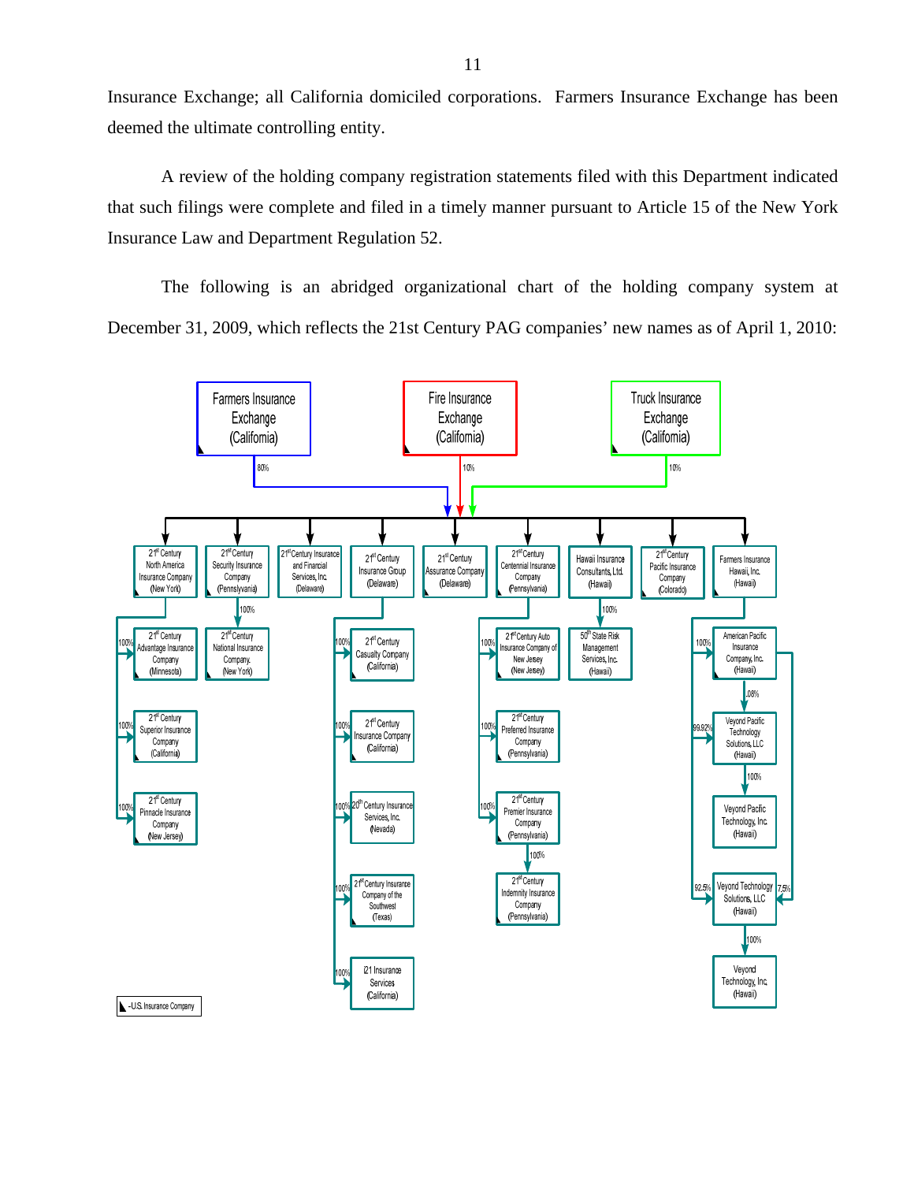Insurance Exchange; all California domiciled corporations. Farmers Insurance Exchange has been deemed the ultimate controlling entity.

A review of the holding company registration statements filed with this Department indicated that such filings were complete and filed in a timely manner pursuant to Article 15 of the New York Insurance Law and Department Regulation 52.

The following is an abridged organizational chart of the holding company system at December 31, 2009, which reflects the 21st Century PAG companies' new names as of April 1, 2010:

Farmers Insurance Exchange (California) — 80%
Fire Insurance Exchange (California) — 10%
Truck Insurance Exchange (California) — 10%

- 21st Century North America Insurance Company (New York)
  - 100% 21st Century Advantage Insurance Company (Minnesota)
  - 100% 21st Century Superior Insurance Company (California)
  - 100% 21st Century Pinnacle Insurance Company (New Jersey)
- 21st Century Security Insurance Company (Pennsylvania)
  - 100% 21st Century National Insurance Company (New York)
- 21st Century Insurance and Financial Services, Inc. (Delaware)
- 21st Century Insurance Group (Delaware)
  - 100% 21st Century Casualty Insurance Company (California)
  - 100% 21st Century Insurance Company (California)
  - 100% 20th Century Insurance Services, Inc. (Nevada)
  - 100% 21st Century Insurance Company of the Southwest (Texas)
  - 100% i21 Insurance Services (California)
- 21st Century Assurance Company (Delaware)
- 21st Century Centennial Insurance Company (Pennsylvania)
  - 100% 21st Century Auto Insurance Company of New Jersey (New Jersey)
  - 100% 21st Century Preferred Insurance Company (Pennsylvania)
  - 100% 21st Century Premier Insurance Company (Pennsylvania)
    - 100% 21st Century Indemnity Insurance Company (Pennsylvania)
- Hawaii Insurance Consultants, Ltd. (Hawaii)
  - 100% 50th State Risk Management Services, Inc. (Hawaii)
- 21st Century Pacific Insurance Company (Colorado)
- Farmers Insurance Hawaii, Inc. (Hawaii)
  - 100% American Pacific Insurance Company, Inc. (Hawaii)
    - .08% Veyond Pacific Technology Solutions, LLC (Hawaii)
    - 7.5% Veyond Technology Solutions, LLC (Hawaii)
  - 99.92% Veyond Pacific Technology Solutions, LLC (Hawaii)
    - 100% Veyond Pacific Technology, Inc. (Hawaii)
  - 92.5% Veyond Technology Solutions, LLC (Hawaii)
    - 100% Veyond Technology, Inc. (Hawaii)

◣ - U.S. Insurance Company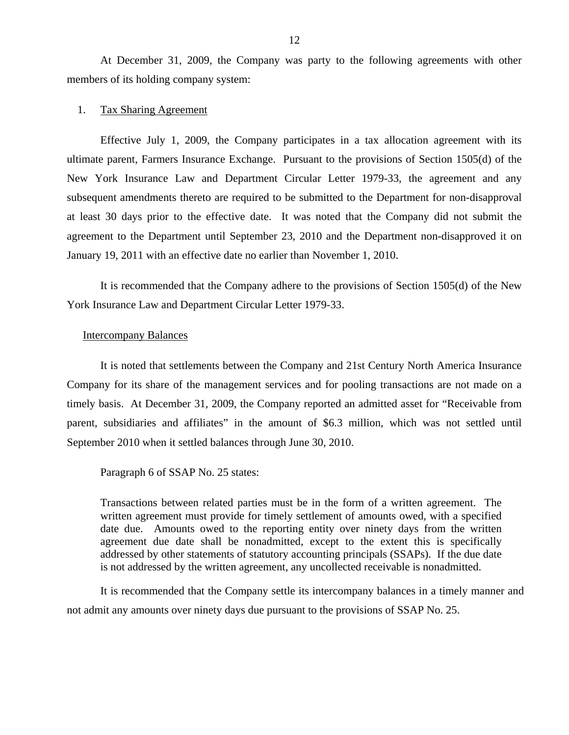At December 31, 2009, the Company was party to the following agreements with other members of its holding company system:

1. Tax Sharing Agreement

Effective July 1, 2009, the Company participates in a tax allocation agreement with its ultimate parent, Farmers Insurance Exchange. Pursuant to the provisions of Section 1505(d) of the New York Insurance Law and Department Circular Letter 1979-33, the agreement and any subsequent amendments thereto are required to be submitted to the Department for non-disapproval at least 30 days prior to the effective date. It was noted that the Company did not submit the agreement to the Department until September 23, 2010 and the Department non-disapproved it on January 19, 2011 with an effective date no earlier than November 1, 2010.

It is recommended that the Company adhere to the provisions of Section 1505(d) of the New York Insurance Law and Department Circular Letter 1979-33.

Intercompany Balances

It is noted that settlements between the Company and 21st Century North America Insurance Company for its share of the management services and for pooling transactions are not made on a timely basis. At December 31, 2009, the Company reported an admitted asset for "Receivable from parent, subsidiaries and affiliates" in the amount of $6.3 million, which was not settled until September 2010 when it settled balances through June 30, 2010.

Paragraph 6 of SSAP No. 25 states:

> Transactions between related parties must be in the form of a written agreement. The written agreement must provide for timely settlement of amounts owed, with a specified date due. Amounts owed to the reporting entity over ninety days from the written agreement due date shall be nonadmitted, except to the extent this is specifically addressed by other statements of statutory accounting principals (SSAPs). If the due date is not addressed by the written agreement, any uncollected receivable is nonadmitted.

It is recommended that the Company settle its intercompany balances in a timely manner and not admit any amounts over ninety days due pursuant to the provisions of SSAP No. 25.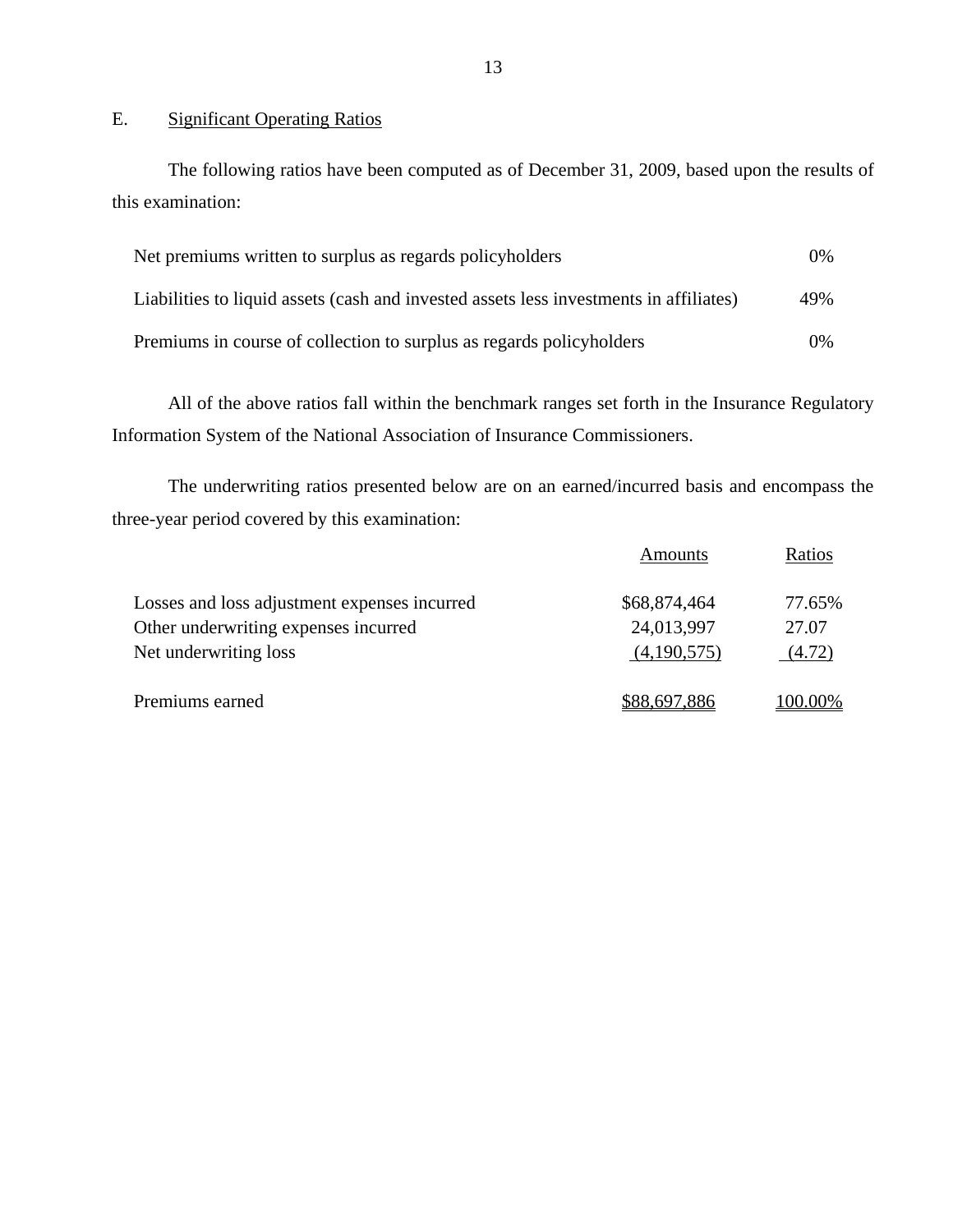## E. Significant Operating Ratios

The following ratios have been computed as of December 31, 2009, based upon the results of this examination:

| | |
|---|---|
| Net premiums written to surplus as regards policyholders | 0% |
| Liabilities to liquid assets (cash and invested assets less investments in affiliates) | 49% |
| Premiums in course of collection to surplus as regards policyholders | 0% |

All of the above ratios fall within the benchmark ranges set forth in the Insurance Regulatory Information System of the National Association of Insurance Commissioners.

The underwriting ratios presented below are on an earned/incurred basis and encompass the three-year period covered by this examination:

| | Amounts | Ratios |
|---|---|---|
| Losses and loss adjustment expenses incurred | $68,874,464 | 77.65% |
| Other underwriting expenses incurred | 24,013,997 | 27.07 |
| Net underwriting loss | (4,190,575) | (4.72) |
| Premiums earned | $88,697,886 | 100.00% |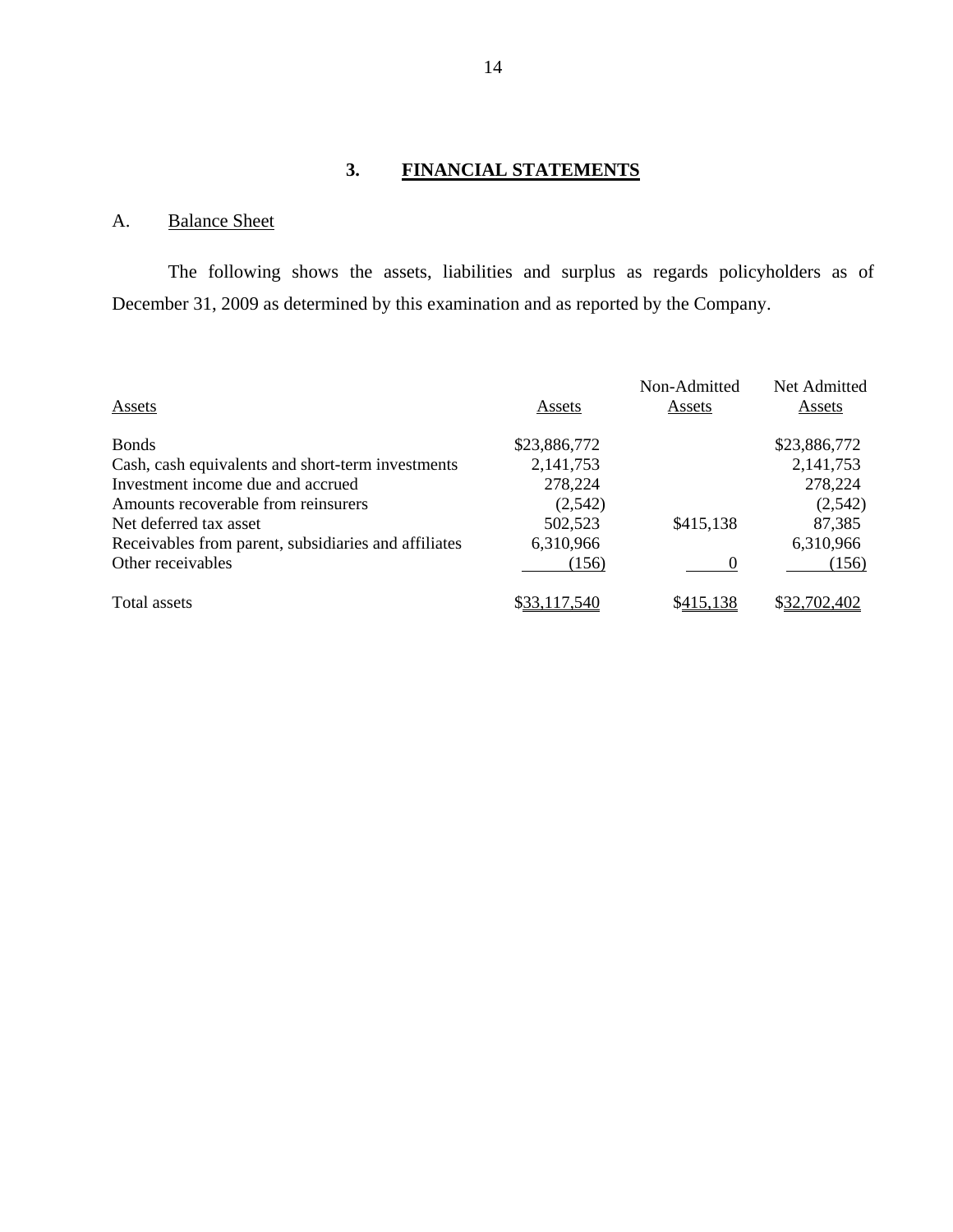## 3. FINANCIAL STATEMENTS

### A. Balance Sheet

The following shows the assets, liabilities and surplus as regards policyholders as of December 31, 2009 as determined by this examination and as reported by the Company.

| Assets | Assets | Non-Admitted Assets | Net Admitted Assets |
|---|---|---|---|
| Bonds | $23,886,772 | | $23,886,772 |
| Cash, cash equivalents and short-term investments | 2,141,753 | | 2,141,753 |
| Investment income due and accrued | 278,224 | | 278,224 |
| Amounts recoverable from reinsurers | (2,542) | | (2,542) |
| Net deferred tax asset | 502,523 | $415,138 | 87,385 |
| Receivables from parent, subsidiaries and affiliates | 6,310,966 | | 6,310,966 |
| Other receivables | (156) | 0 | (156) |
| Total assets | $33,117,540 | $415,138 | $32,702,402 |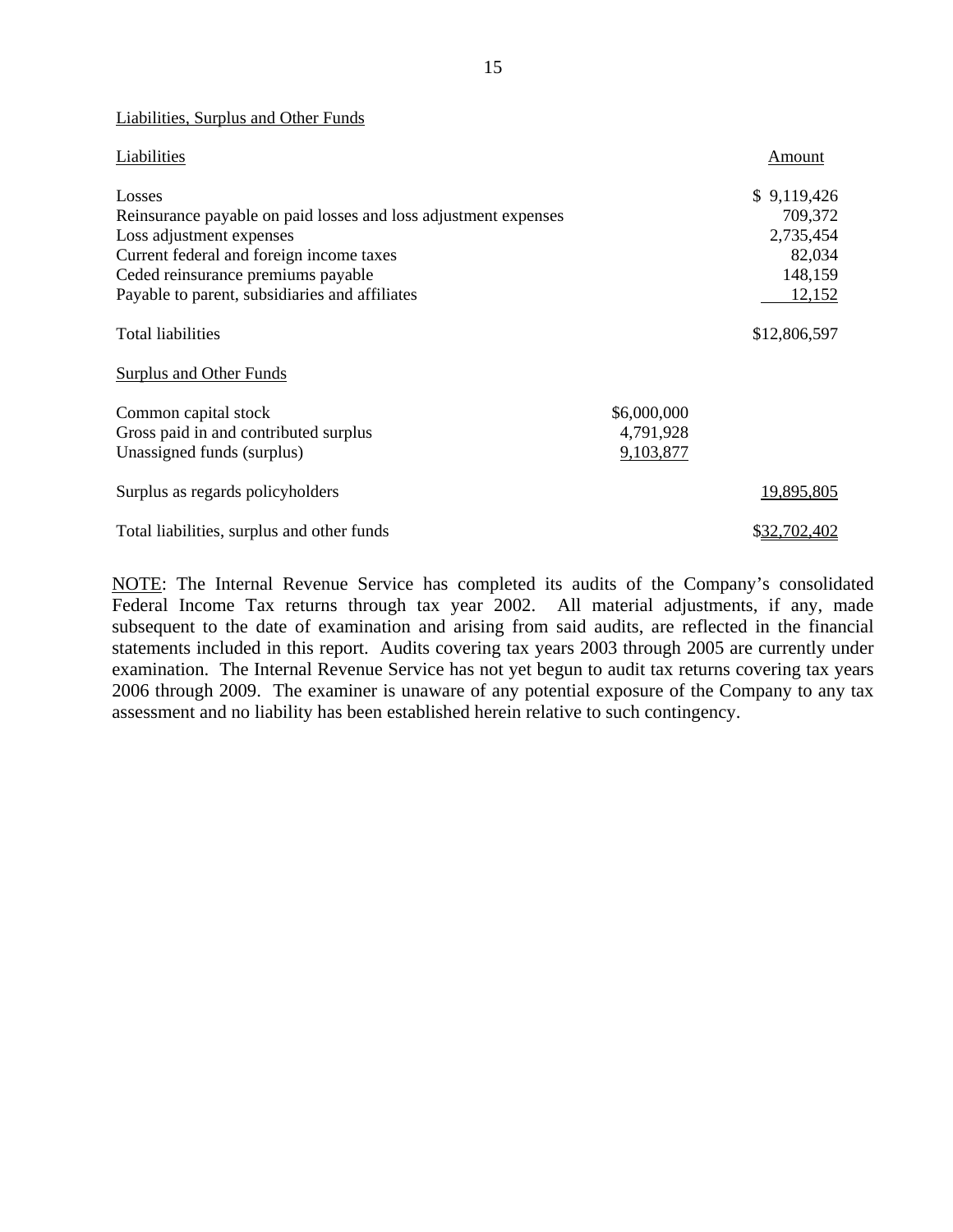Liabilities, Surplus and Other Funds

| Liabilities | | Amount |
|---|---|---|
| Losses | | $ 9,119,426 |
| Reinsurance payable on paid losses and loss adjustment expenses | | 709,372 |
| Loss adjustment expenses | | 2,735,454 |
| Current federal and foreign income taxes | | 82,034 |
| Ceded reinsurance premiums payable | | 148,159 |
| Payable to parent, subsidiaries and affiliates | | 12,152 |
| Total liabilities | | $12,806,597 |
| Surplus and Other Funds | | |
| Common capital stock | $6,000,000 | |
| Gross paid in and contributed surplus | 4,791,928 | |
| Unassigned funds (surplus) | 9,103,877 | |
| Surplus as regards policyholders | | 19,895,805 |
| Total liabilities, surplus and other funds | | $32,702,402 |

NOTE: The Internal Revenue Service has completed its audits of the Company's consolidated Federal Income Tax returns through tax year 2002. All material adjustments, if any, made subsequent to the date of examination and arising from said audits, are reflected in the financial statements included in this report. Audits covering tax years 2003 through 2005 are currently under examination. The Internal Revenue Service has not yet begun to audit tax returns covering tax years 2006 through 2009. The examiner is unaware of any potential exposure of the Company to any tax assessment and no liability has been established herein relative to such contingency.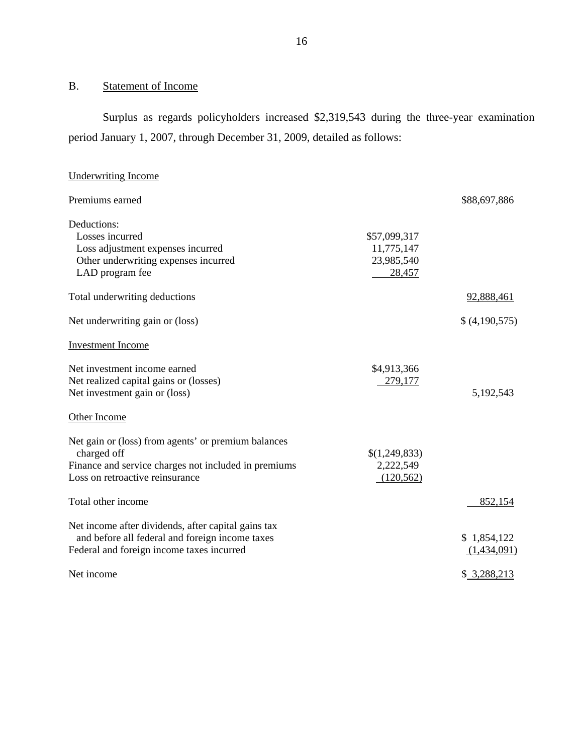## B. Statement of Income

Surplus as regards policyholders increased $2,319,543 during the three-year examination period January 1, 2007, through December 31, 2009, detailed as follows:

| | | |
|---|---|---|
| Underwriting Income | | |
| Premiums earned | | $88,697,886 |
| Deductions: | | |
| Losses incurred | $57,099,317 | |
| Loss adjustment expenses incurred | 11,775,147 | |
| Other underwriting expenses incurred | 23,985,540 | |
| LAD program fee | 28,457 | |
| Total underwriting deductions | | 92,888,461 |
| Net underwriting gain or (loss) | | $ (4,190,575) |
| Investment Income | | |
| Net investment income earned | $4,913,366 | |
| Net realized capital gains or (losses) | 279,177 | |
| Net investment gain or (loss) | | 5,192,543 |
| Other Income | | |
| Net gain or (loss) from agents' or premium balances charged off | $(1,249,833) | |
| Finance and service charges not included in premiums | 2,222,549 | |
| Loss on retroactive reinsurance | (120,562) | |
| Total other income | | 852,154 |
| Net income after dividends, after capital gains tax and before all federal and foreign income taxes | | $ 1,854,122 |
| Federal and foreign income taxes incurred | | (1,434,091) |
| Net income | | $ 3,288,213 |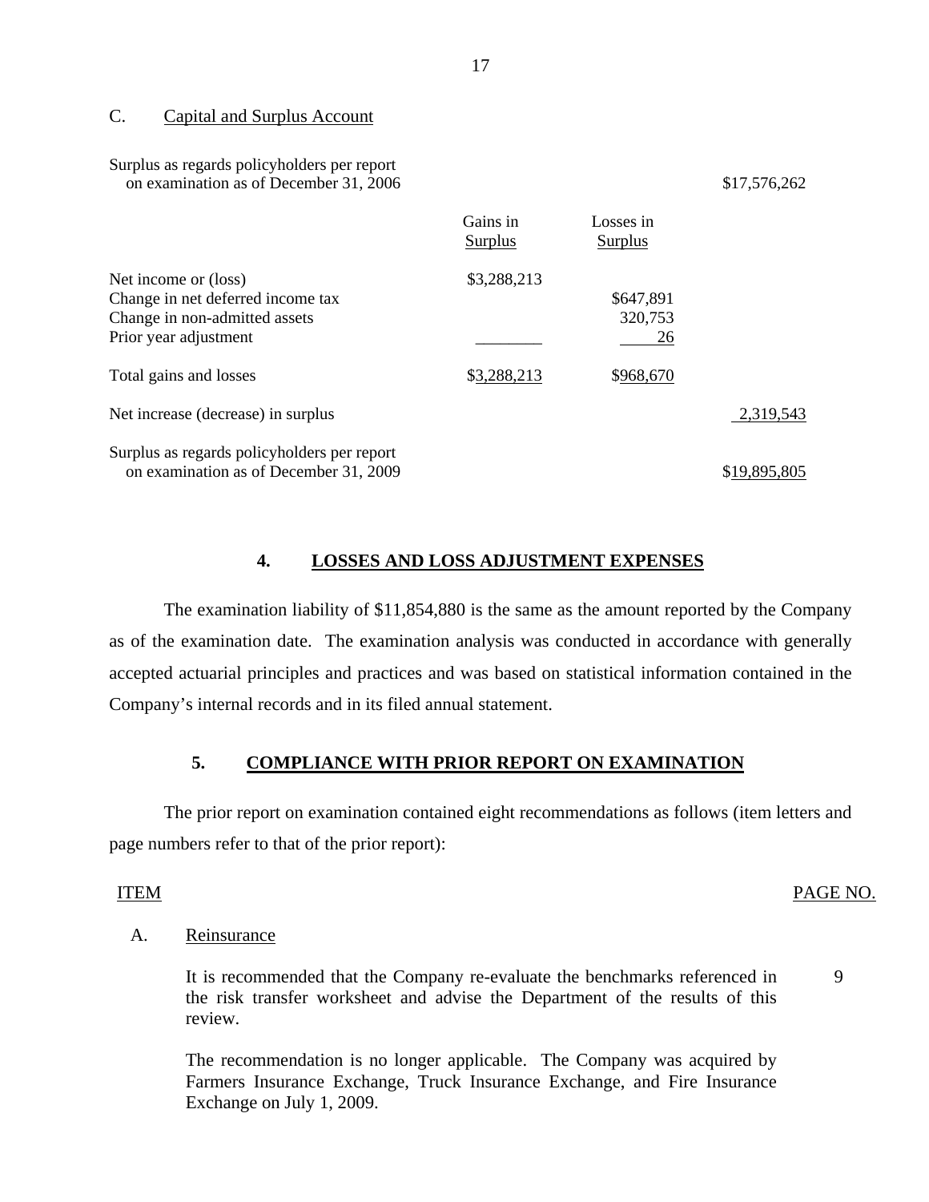C. Capital and Surplus Account

| | Gains in Surplus | Losses in Surplus | |
|---|---|---|---|
| Surplus as regards policyholders per report on examination as of December 31, 2006 | | | $17,576,262 |
| Net income or (loss) | $3,288,213 | | |
| Change in net deferred income tax | | $647,891 | |
| Change in non-admitted assets | | 320,753 | |
| Prior year adjustment | | 26 | |
| Total gains and losses | $3,288,213 | $968,670 | |
| Net increase (decrease) in surplus | | | 2,319,543 |
| Surplus as regards policyholders per report on examination as of December 31, 2009 | | | $19,895,805 |

## 4. LOSSES AND LOSS ADJUSTMENT EXPENSES

The examination liability of $11,854,880 is the same as the amount reported by the Company as of the examination date. The examination analysis was conducted in accordance with generally accepted actuarial principles and practices and was based on statistical information contained in the Company's internal records and in its filed annual statement.

## 5. COMPLIANCE WITH PRIOR REPORT ON EXAMINATION

The prior report on examination contained eight recommendations as follows (item letters and page numbers refer to that of the prior report):

| ITEM | | PAGE NO. |
|---|---|---|
| A. | Reinsurance | |
| | It is recommended that the Company re-evaluate the benchmarks referenced in the risk transfer worksheet and advise the Department of the results of this review. | 9 |
| | The recommendation is no longer applicable. The Company was acquired by Farmers Insurance Exchange, Truck Insurance Exchange, and Fire Insurance Exchange on July 1, 2009. | |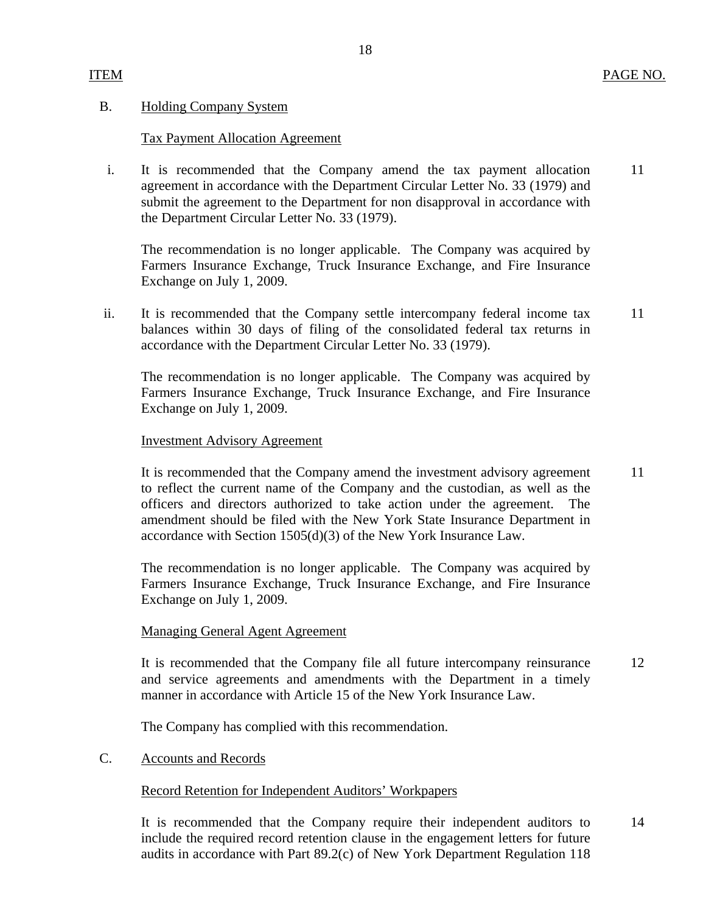| ITEM | | PAGE NO. |
|---|---|---|
| B. | Holding Company System | |
| | Tax Payment Allocation Agreement | |
| i. | It is recommended that the Company amend the tax payment allocation agreement in accordance with the Department Circular Letter No. 33 (1979) and submit the agreement to the Department for non disapproval in accordance with the Department Circular Letter No. 33 (1979). | 11 |
| | The recommendation is no longer applicable. The Company was acquired by Farmers Insurance Exchange, Truck Insurance Exchange, and Fire Insurance Exchange on July 1, 2009. | |
| ii. | It is recommended that the Company settle intercompany federal income tax balances within 30 days of filing of the consolidated federal tax returns in accordance with the Department Circular Letter No. 33 (1979). | 11 |
| | The recommendation is no longer applicable. The Company was acquired by Farmers Insurance Exchange, Truck Insurance Exchange, and Fire Insurance Exchange on July 1, 2009. | |
| | Investment Advisory Agreement | |
| | It is recommended that the Company amend the investment advisory agreement to reflect the current name of the Company and the custodian, as well as the officers and directors authorized to take action under the agreement. The amendment should be filed with the New York State Insurance Department in accordance with Section 1505(d)(3) of the New York Insurance Law. | 11 |
| | The recommendation is no longer applicable. The Company was acquired by Farmers Insurance Exchange, Truck Insurance Exchange, and Fire Insurance Exchange on July 1, 2009. | |
| | Managing General Agent Agreement | |
| | It is recommended that the Company file all future intercompany reinsurance and service agreements and amendments with the Department in a timely manner in accordance with Article 15 of the New York Insurance Law. | 12 |
| | The Company has complied with this recommendation. | |
| C. | Accounts and Records | |
| | Record Retention for Independent Auditors' Workpapers | |
| | It is recommended that the Company require their independent auditors to include the required record retention clause in the engagement letters for future audits in accordance with Part 89.2(c) of New York Department Regulation 118 | 14 |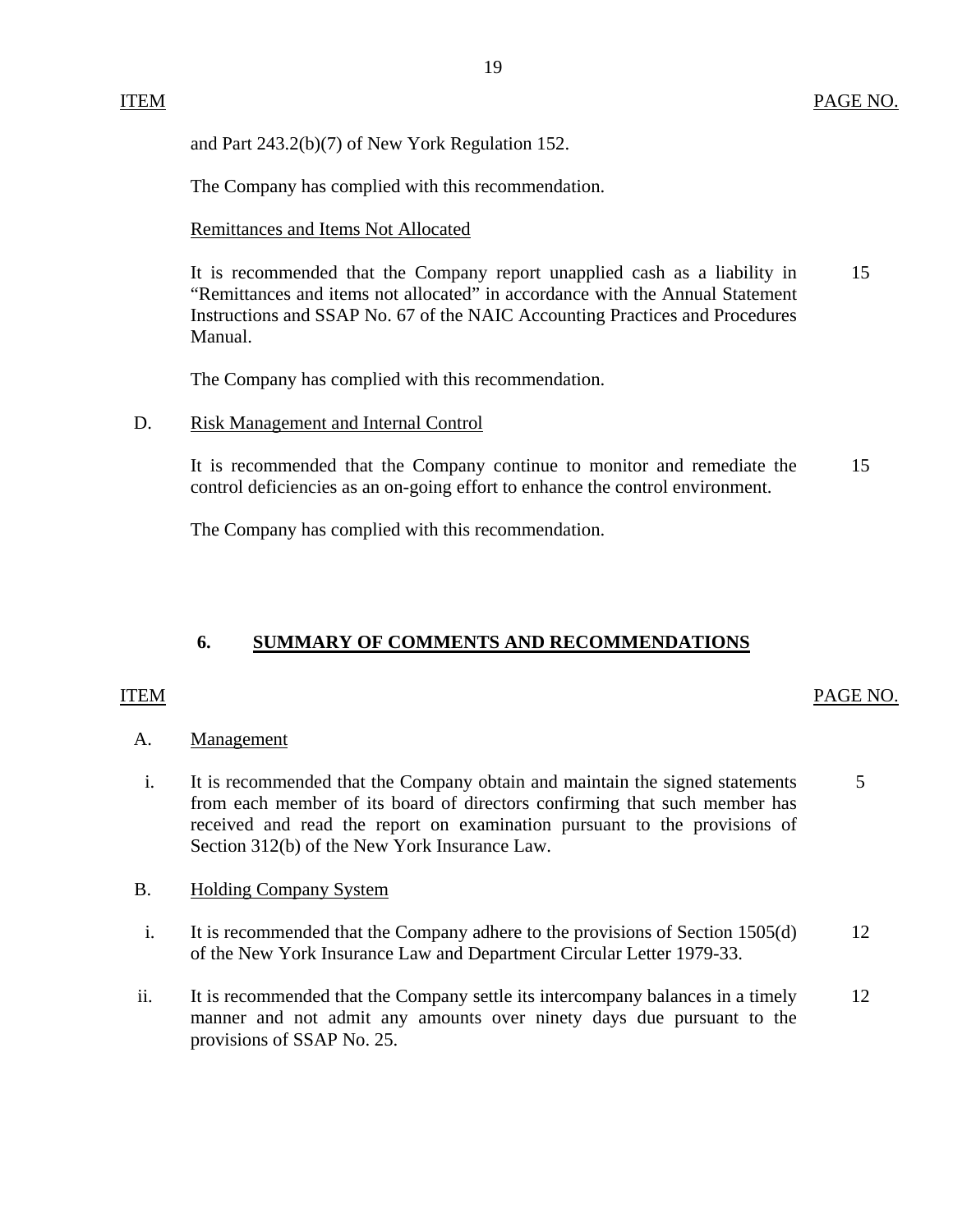| ITEM | | PAGE NO. |
|---|---|---|
| | and Part 243.2(b)(7) of New York Regulation 152. | |
| | The Company has complied with this recommendation. | |
| | Remittances and Items Not Allocated | |
| | It is recommended that the Company report unapplied cash as a liability in "Remittances and items not allocated" in accordance with the Annual Statement Instructions and SSAP No. 67 of the NAIC Accounting Practices and Procedures Manual. | 15 |
| | The Company has complied with this recommendation. | |
| D. | Risk Management and Internal Control | |
| | It is recommended that the Company continue to monitor and remediate the control deficiencies as an on-going effort to enhance the control environment. | 15 |
| | The Company has complied with this recommendation. | |

## 6. SUMMARY OF COMMENTS AND RECOMMENDATIONS

| ITEM | | PAGE NO. |
|---|---|---|
| A. | Management | |
| i. | It is recommended that the Company obtain and maintain the signed statements from each member of its board of directors confirming that such member has received and read the report on examination pursuant to the provisions of Section 312(b) of the New York Insurance Law. | 5 |
| B. | Holding Company System | |
| i. | It is recommended that the Company adhere to the provisions of Section 1505(d) of the New York Insurance Law and Department Circular Letter 1979-33. | 12 |
| ii. | It is recommended that the Company settle its intercompany balances in a timely manner and not admit any amounts over ninety days due pursuant to the provisions of SSAP No. 25. | 12 |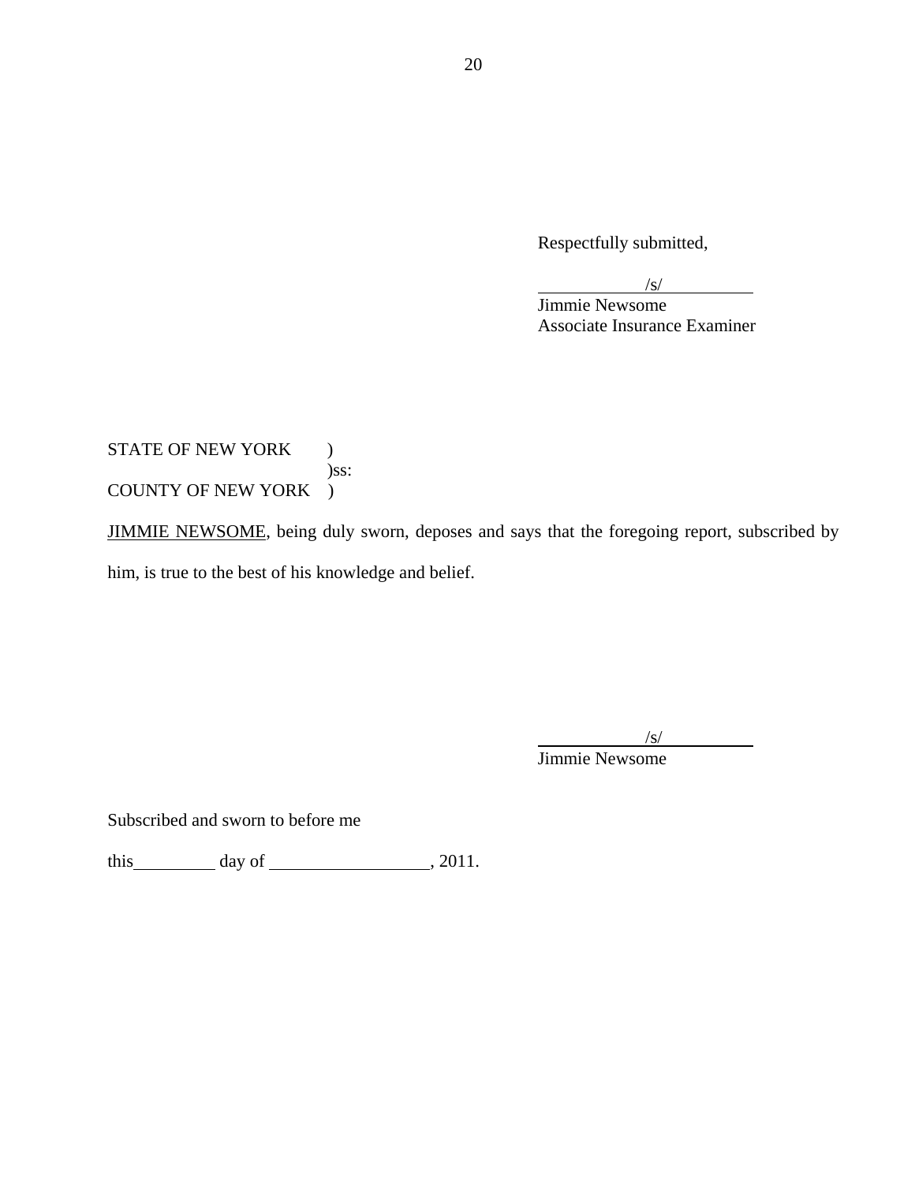Respectfully submitted,

/s/

Jimmie Newsome
Associate Insurance Examiner

STATE OF NEW YORK )
)ss:
COUNTY OF NEW YORK )

JIMMIE NEWSOME, being duly sworn, deposes and says that the foregoing report, subscribed by him, is true to the best of his knowledge and belief.

/s/

Jimmie Newsome

Subscribed and sworn to before me

this \_\_\_\_\_\_\_\_\_ day of \_\_\_\_\_\_\_\_\_\_\_\_\_\_\_\_\_\_, 2011.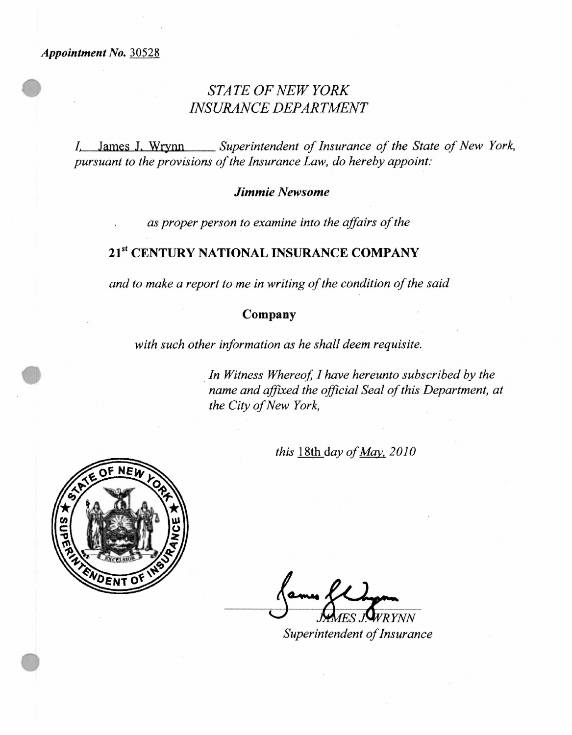*Appointment No.* 30528

## *STATE OF NEW YORK*
## *INSURANCE DEPARTMENT*

*I,* James J. Wrynn *Superintendent of Insurance of the State of New York, pursuant to the provisions of the Insurance Law, do hereby appoint:*

***Jimmie Newsome***

*as proper person to examine into the affairs of the*

**21st CENTURY NATIONAL INSURANCE COMPANY**

*and to make a report to me in writing of the condition of the said*

**Company**

*with such other information as he shall deem requisite.*

*In Witness Whereof, I have hereunto subscribed by the name and affixed the official Seal of this Department, at the City of New York,*

*this* 18th *day of* *May, 2010*

STATE OF NEW YORK ★ SUPERINTENDENT OF INSURANCE ★ EXCELSIOR

*JAMES J. WRYNN*
*Superintendent of Insurance*